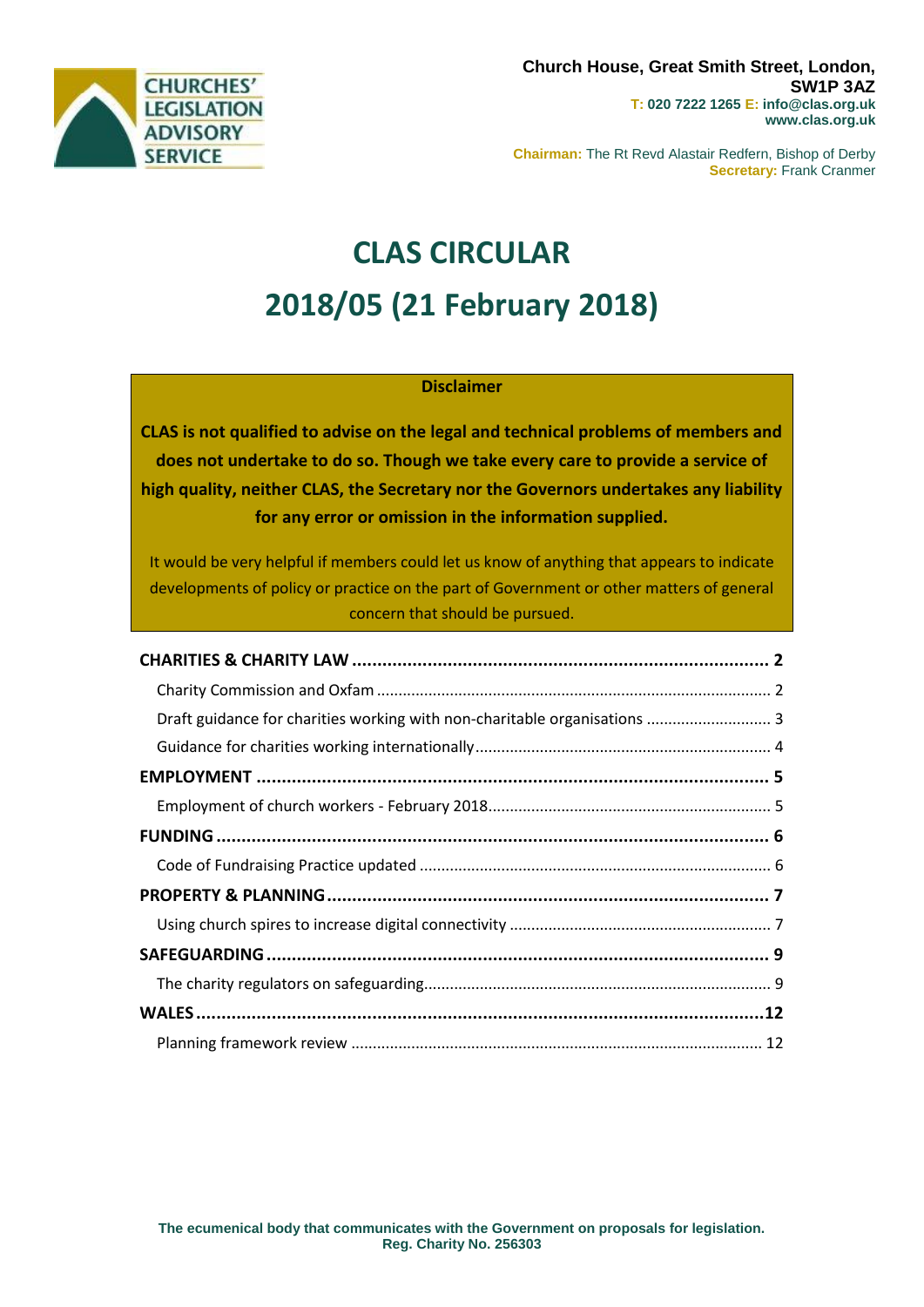CHURCHES' LEGISLATION ADVISORY SERVICE

**Church House, Great Smith Street, London, SW1P 3AZ**
**T: 020 7222 1265 E: info@clas.org.uk**
**www.clas.org.uk**

**Chairman:** The Rt Revd Alastair Redfern, Bishop of Derby
**Secretary:** Frank Cranmer

# CLAS CIRCULAR

# 2018/05 (21 February 2018)

**Disclaimer**

**CLAS is not qualified to advise on the legal and technical problems of members and does not undertake to do so. Though we take every care to provide a service of high quality, neither CLAS, the Secretary nor the Governors undertakes any liability for any error or omission in the information supplied.**

It would be very helpful if members could let us know of anything that appears to indicate developments of policy or practice on the part of Government or other matters of general concern that should be pursued.

**CHARITIES & CHARITY LAW** .......... **2**
- Charity Commission and Oxfam .......... 2
- Draft guidance for charities working with non-charitable organisations .......... 3
- Guidance for charities working internationally .......... 4

**EMPLOYMENT** .......... **5**
- Employment of church workers - February 2018 .......... 5

**FUNDING** .......... **6**
- Code of Fundraising Practice updated .......... 6

**PROPERTY & PLANNING** .......... **7**
- Using church spires to increase digital connectivity .......... 7

**SAFEGUARDING** .......... **9**
- The charity regulators on safeguarding .......... 9

**WALES** .......... **12**
- Planning framework review .......... 12

**The ecumenical body that communicates with the Government on proposals for legislation.**
**Reg. Charity No. 256303**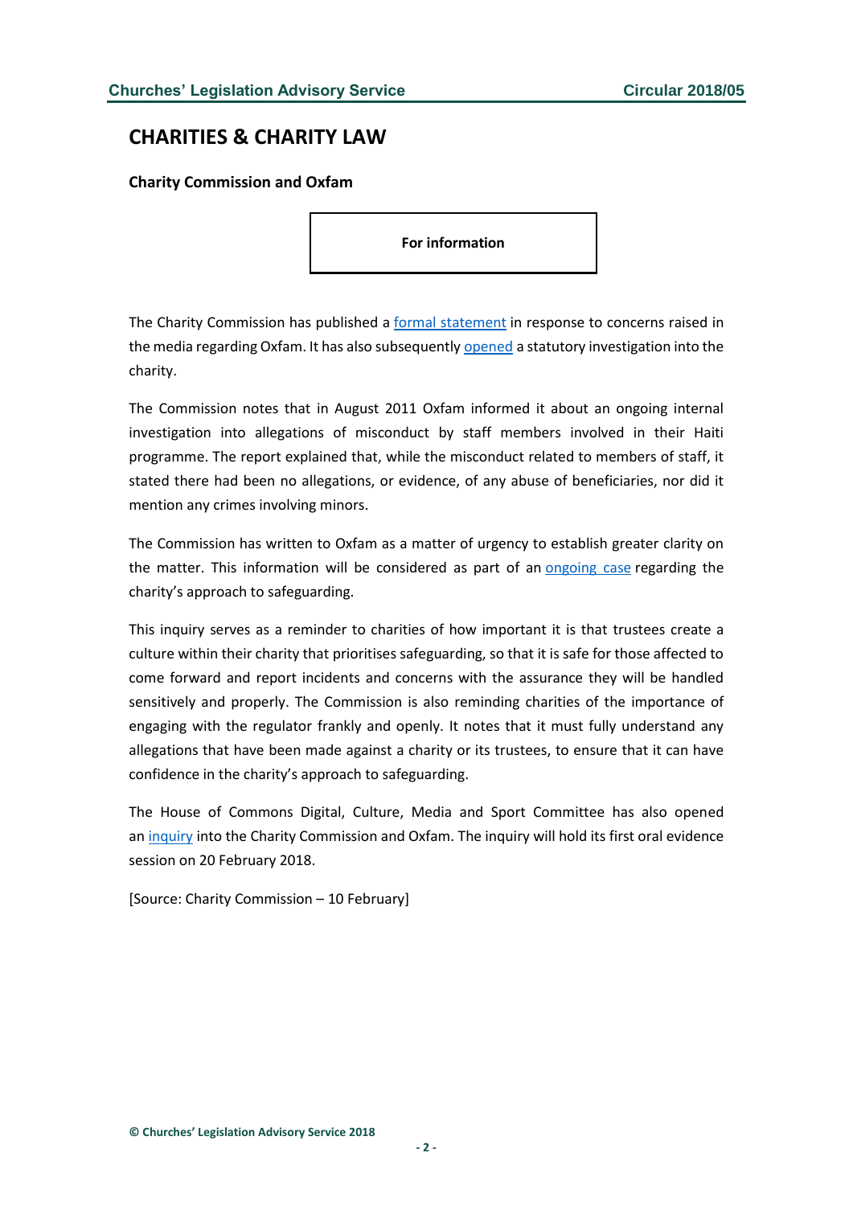## CHARITIES & CHARITY LAW

### Charity Commission and Oxfam

**For information**

The Charity Commission has published a formal statement in response to concerns raised in the media regarding Oxfam. It has also subsequently opened a statutory investigation into the charity.

The Commission notes that in August 2011 Oxfam informed it about an ongoing internal investigation into allegations of misconduct by staff members involved in their Haiti programme. The report explained that, while the misconduct related to members of staff, it stated there had been no allegations, or evidence, of any abuse of beneficiaries, nor did it mention any crimes involving minors.

The Commission has written to Oxfam as a matter of urgency to establish greater clarity on the matter. This information will be considered as part of an ongoing case regarding the charity's approach to safeguarding.

This inquiry serves as a reminder to charities of how important it is that trustees create a culture within their charity that prioritises safeguarding, so that it is safe for those affected to come forward and report incidents and concerns with the assurance they will be handled sensitively and properly. The Commission is also reminding charities of the importance of engaging with the regulator frankly and openly. It notes that it must fully understand any allegations that have been made against a charity or its trustees, to ensure that it can have confidence in the charity's approach to safeguarding.

The House of Commons Digital, Culture, Media and Sport Committee has also opened an inquiry into the Charity Commission and Oxfam. The inquiry will hold its first oral evidence session on 20 February 2018.

[Source: Charity Commission – 10 February]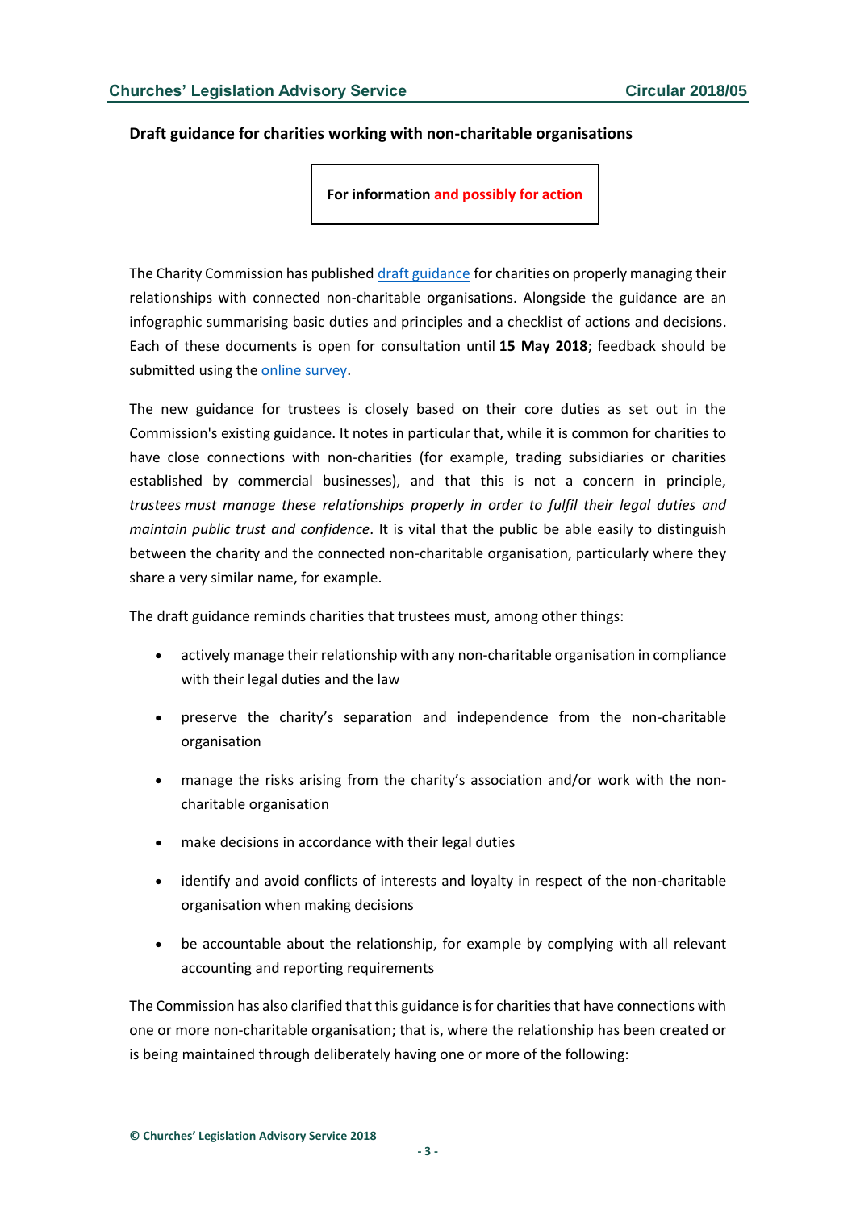**Draft guidance for charities working with non-charitable organisations**

**For information and possibly for action**

The Charity Commission has published [draft guidance](draft guidance) for charities on properly managing their relationships with connected non-charitable organisations. Alongside the guidance are an infographic summarising basic duties and principles and a checklist of actions and decisions. Each of these documents is open for consultation until **15 May 2018**; feedback should be submitted using the [online survey](online survey).

The new guidance for trustees is closely based on their core duties as set out in the Commission's existing guidance. It notes in particular that, while it is common for charities to have close connections with non-charities (for example, trading subsidiaries or charities established by commercial businesses), and that this is not a concern in principle, *trustees must manage these relationships properly in order to fulfil their legal duties and maintain public trust and confidence*. It is vital that the public be able easily to distinguish between the charity and the connected non-charitable organisation, particularly where they share a very similar name, for example.

The draft guidance reminds charities that trustees must, among other things:

- actively manage their relationship with any non-charitable organisation in compliance with their legal duties and the law
- preserve the charity's separation and independence from the non-charitable organisation
- manage the risks arising from the charity's association and/or work with the non-charitable organisation
- make decisions in accordance with their legal duties
- identify and avoid conflicts of interests and loyalty in respect of the non-charitable organisation when making decisions
- be accountable about the relationship, for example by complying with all relevant accounting and reporting requirements

The Commission has also clarified that this guidance is for charities that have connections with one or more non-charitable organisation; that is, where the relationship has been created or is being maintained through deliberately having one or more of the following: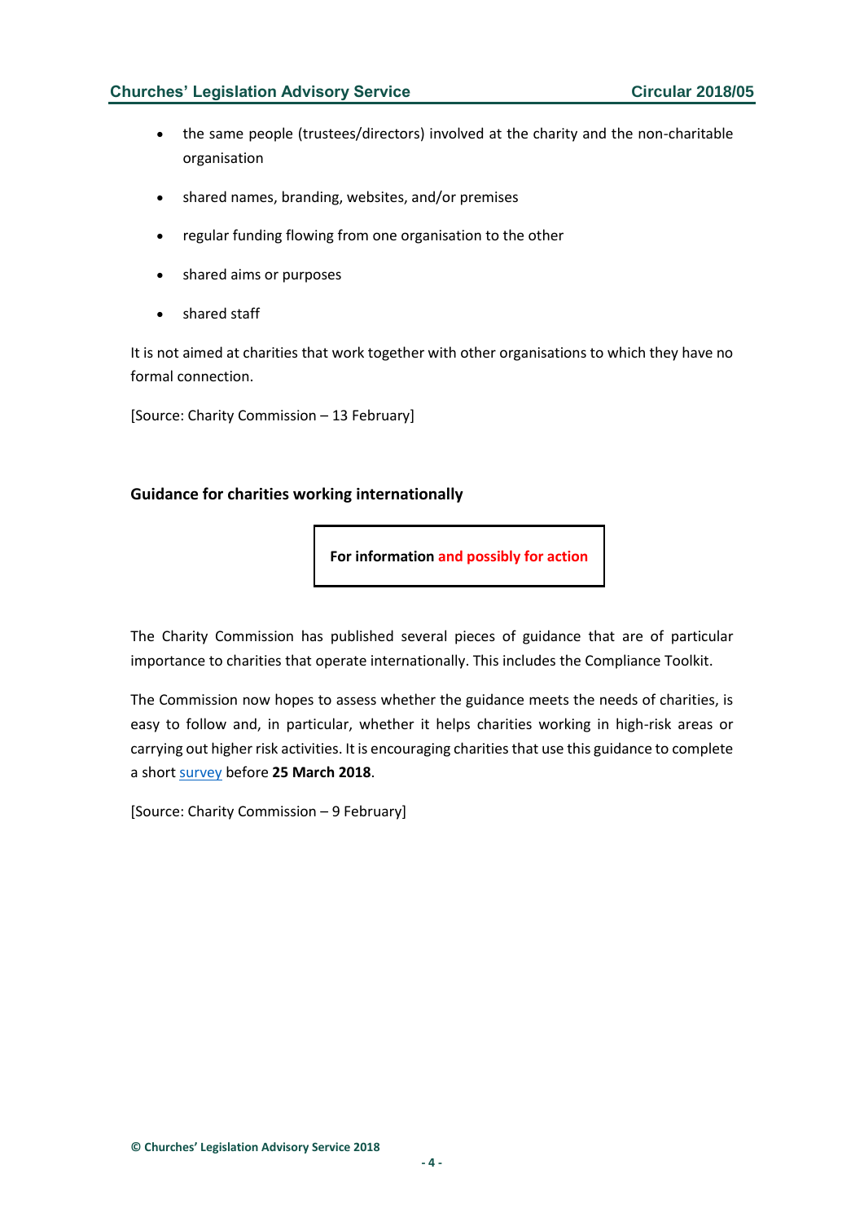- the same people (trustees/directors) involved at the charity and the non-charitable organisation
- shared names, branding, websites, and/or premises
- regular funding flowing from one organisation to the other
- shared aims or purposes
- shared staff

It is not aimed at charities that work together with other organisations to which they have no formal connection.

[Source: Charity Commission – 13 February]

### Guidance for charities working internationally

**For information and possibly for action**

The Charity Commission has published several pieces of guidance that are of particular importance to charities that operate internationally. This includes the Compliance Toolkit.

The Commission now hopes to assess whether the guidance meets the needs of charities, is easy to follow and, in particular, whether it helps charities working in high-risk areas or carrying out higher risk activities. It is encouraging charities that use this guidance to complete a short survey before **25 March 2018**.

[Source: Charity Commission – 9 February]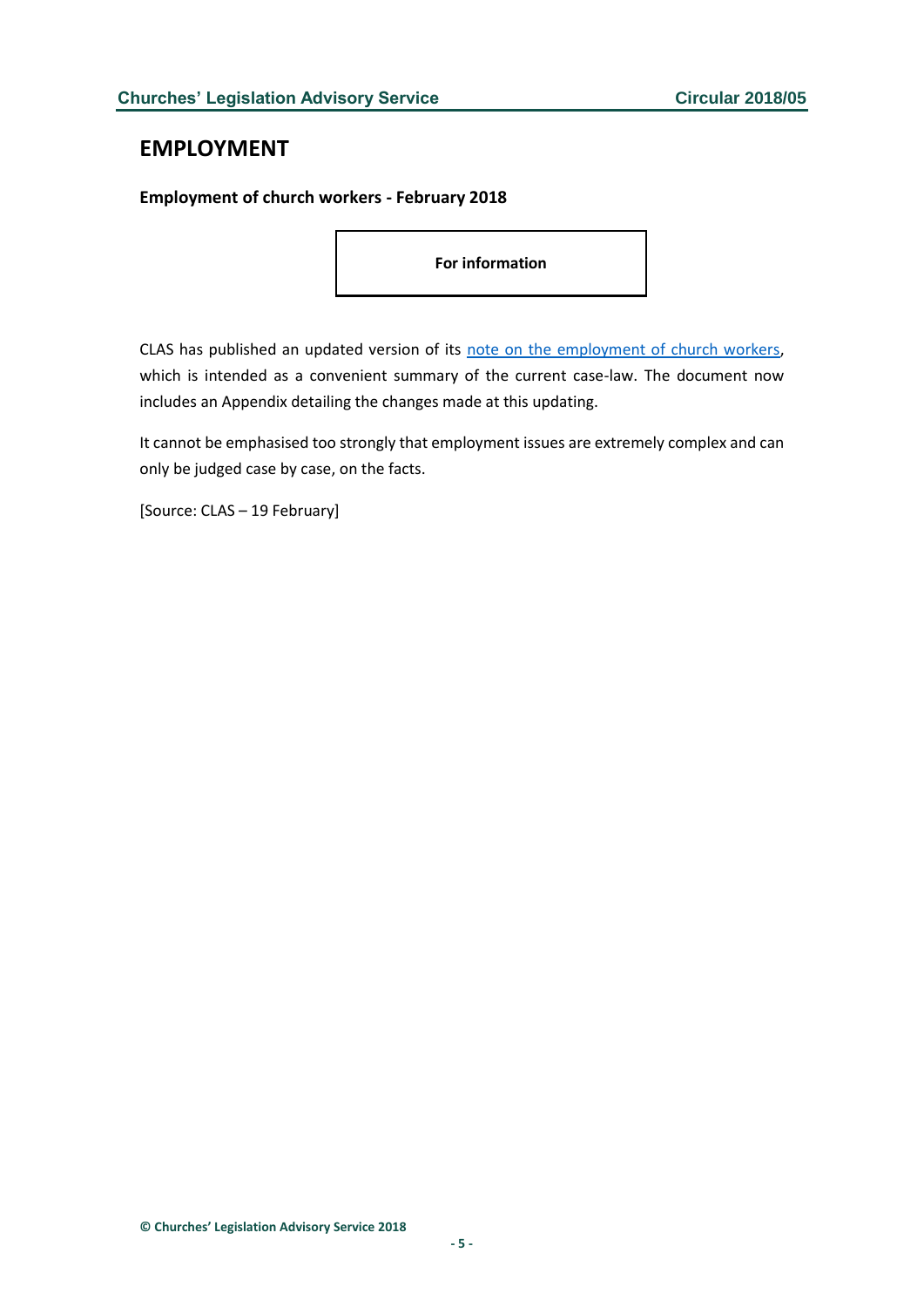# EMPLOYMENT

**Employment of church workers - February 2018**

**For information**

CLAS has published an updated version of its note on the employment of church workers, which is intended as a convenient summary of the current case-law. The document now includes an Appendix detailing the changes made at this updating.

It cannot be emphasised too strongly that employment issues are extremely complex and can only be judged case by case, on the facts.

[Source: CLAS – 19 February]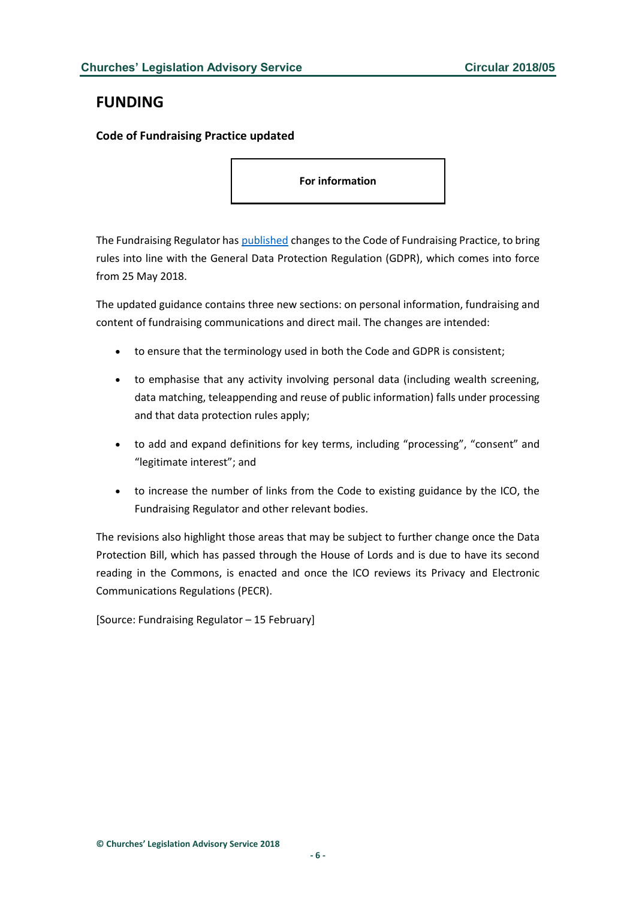# FUNDING

**Code of Fundraising Practice updated**

**For information**

The Fundraising Regulator has published changes to the Code of Fundraising Practice, to bring rules into line with the General Data Protection Regulation (GDPR), which comes into force from 25 May 2018.

The updated guidance contains three new sections: on personal information, fundraising and content of fundraising communications and direct mail. The changes are intended:

- to ensure that the terminology used in both the Code and GDPR is consistent;
- to emphasise that any activity involving personal data (including wealth screening, data matching, teleappending and reuse of public information) falls under processing and that data protection rules apply;
- to add and expand definitions for key terms, including "processing", "consent" and "legitimate interest"; and
- to increase the number of links from the Code to existing guidance by the ICO, the Fundraising Regulator and other relevant bodies.

The revisions also highlight those areas that may be subject to further change once the Data Protection Bill, which has passed through the House of Lords and is due to have its second reading in the Commons, is enacted and once the ICO reviews its Privacy and Electronic Communications Regulations (PECR).

[Source: Fundraising Regulator – 15 February]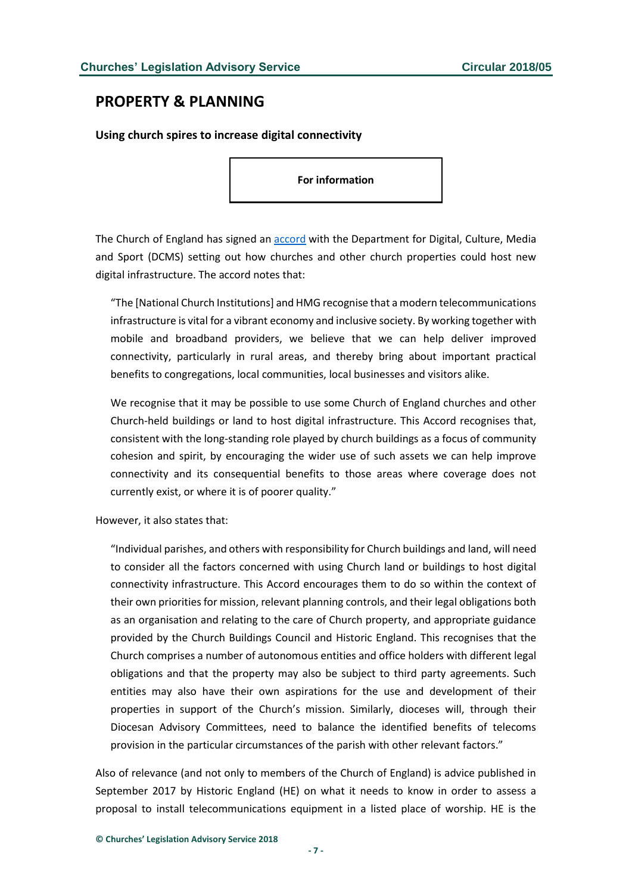## PROPERTY & PLANNING

### Using church spires to increase digital connectivity

**For information**

The Church of England has signed an accord with the Department for Digital, Culture, Media and Sport (DCMS) setting out how churches and other church properties could host new digital infrastructure. The accord notes that:

> "The [National Church Institutions] and HMG recognise that a modern telecommunications infrastructure is vital for a vibrant economy and inclusive society. By working together with mobile and broadband providers, we believe that we can help deliver improved connectivity, particularly in rural areas, and thereby bring about important practical benefits to congregations, local communities, local businesses and visitors alike.
>
> We recognise that it may be possible to use some Church of England churches and other Church-held buildings or land to host digital infrastructure. This Accord recognises that, consistent with the long-standing role played by church buildings as a focus of community cohesion and spirit, by encouraging the wider use of such assets we can help improve connectivity and its consequential benefits to those areas where coverage does not currently exist, or where it is of poorer quality."

However, it also states that:

> "Individual parishes, and others with responsibility for Church buildings and land, will need to consider all the factors concerned with using Church land or buildings to host digital connectivity infrastructure. This Accord encourages them to do so within the context of their own priorities for mission, relevant planning controls, and their legal obligations both as an organisation and relating to the care of Church property, and appropriate guidance provided by the Church Buildings Council and Historic England. This recognises that the Church comprises a number of autonomous entities and office holders with different legal obligations and that the property may also be subject to third party agreements. Such entities may also have their own aspirations for the use and development of their properties in support of the Church's mission. Similarly, dioceses will, through their Diocesan Advisory Committees, need to balance the identified benefits of telecoms provision in the particular circumstances of the parish with other relevant factors."

Also of relevance (and not only to members of the Church of England) is advice published in September 2017 by Historic England (HE) on what it needs to know in order to assess a proposal to install telecommunications equipment in a listed place of worship. HE is the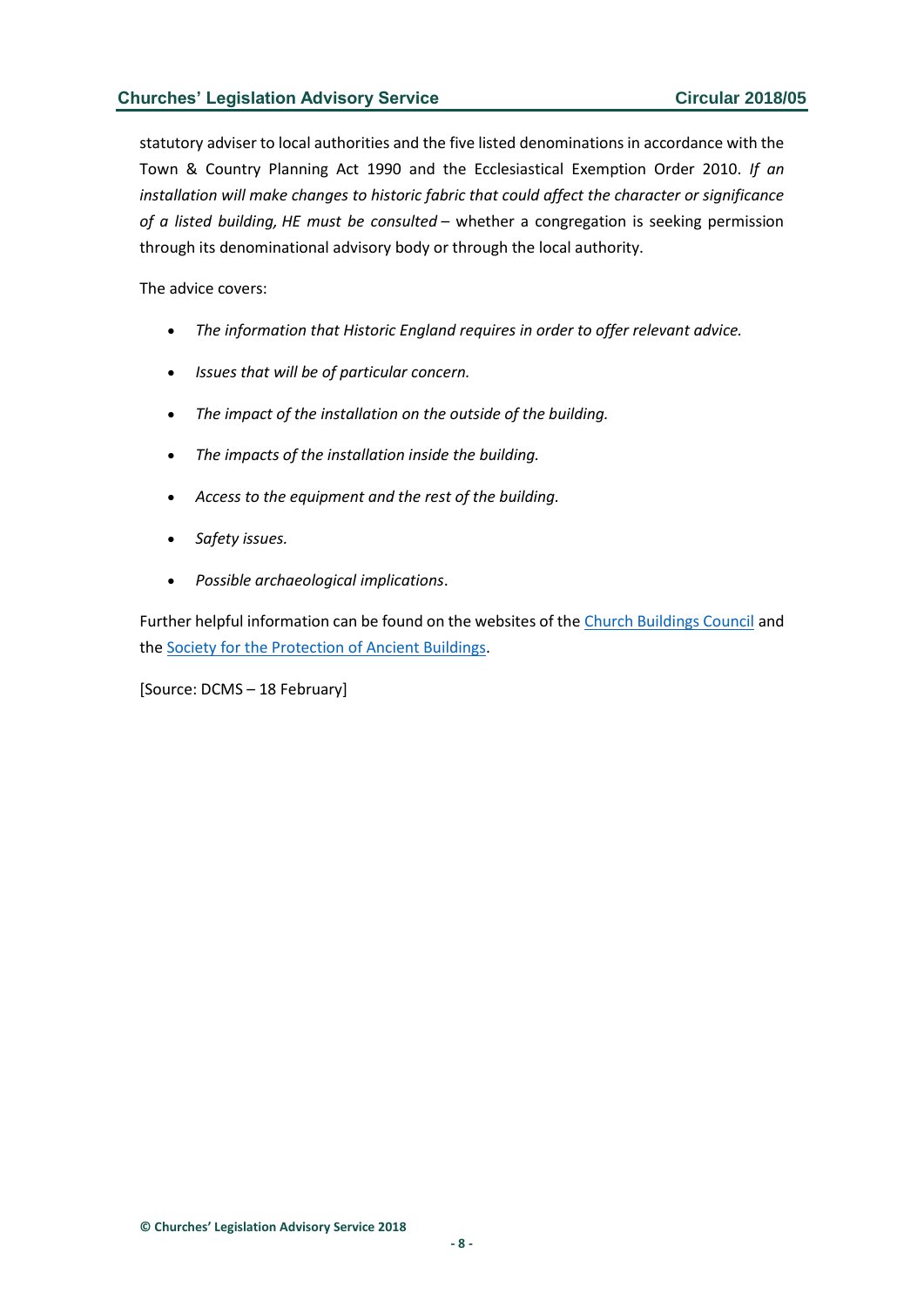statutory adviser to local authorities and the five listed denominations in accordance with the Town & Country Planning Act 1990 and the Ecclesiastical Exemption Order 2010. *If an installation will make changes to historic fabric that could affect the character or significance of a listed building, HE must be consulted* – whether a congregation is seeking permission through its denominational advisory body or through the local authority.

The advice covers:

- *The information that Historic England requires in order to offer relevant advice.*
- *Issues that will be of particular concern.*
- *The impact of the installation on the outside of the building.*
- *The impacts of the installation inside the building.*
- *Access to the equipment and the rest of the building.*
- *Safety issues.*
- *Possible archaeological implications*.

Further helpful information can be found on the websites of the Church Buildings Council and the Society for the Protection of Ancient Buildings.

[Source: DCMS – 18 February]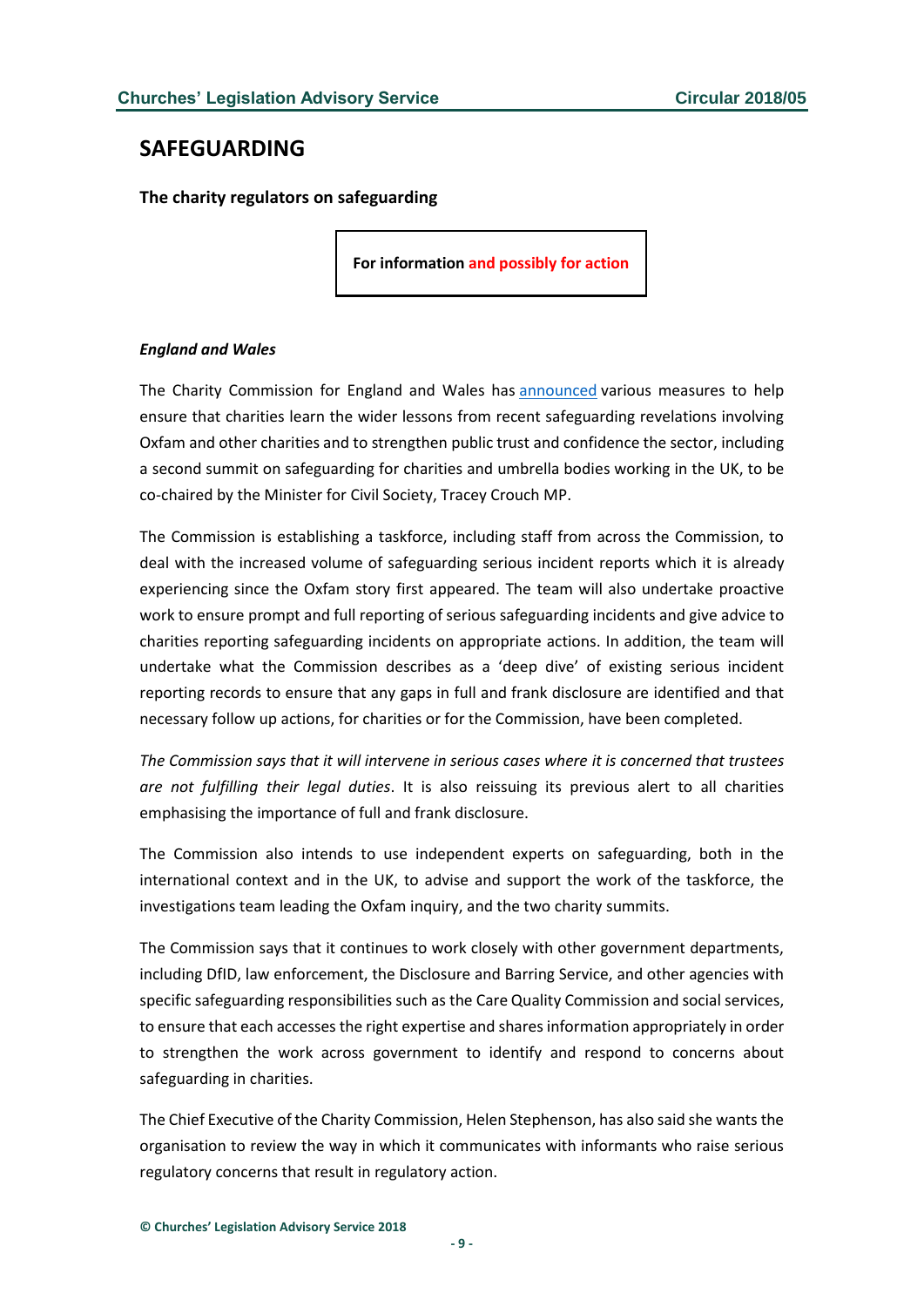# SAFEGUARDING

**The charity regulators on safeguarding**

**For information and possibly for action**

***England and Wales***

The Charity Commission for England and Wales has announced various measures to help ensure that charities learn the wider lessons from recent safeguarding revelations involving Oxfam and other charities and to strengthen public trust and confidence the sector, including a second summit on safeguarding for charities and umbrella bodies working in the UK, to be co-chaired by the Minister for Civil Society, Tracey Crouch MP.

The Commission is establishing a taskforce, including staff from across the Commission, to deal with the increased volume of safeguarding serious incident reports which it is already experiencing since the Oxfam story first appeared. The team will also undertake proactive work to ensure prompt and full reporting of serious safeguarding incidents and give advice to charities reporting safeguarding incidents on appropriate actions. In addition, the team will undertake what the Commission describes as a 'deep dive' of existing serious incident reporting records to ensure that any gaps in full and frank disclosure are identified and that necessary follow up actions, for charities or for the Commission, have been completed.

*The Commission says that it will intervene in serious cases where it is concerned that trustees are not fulfilling their legal duties*. It is also reissuing its previous alert to all charities emphasising the importance of full and frank disclosure.

The Commission also intends to use independent experts on safeguarding, both in the international context and in the UK, to advise and support the work of the taskforce, the investigations team leading the Oxfam inquiry, and the two charity summits.

The Commission says that it continues to work closely with other government departments, including DfID, law enforcement, the Disclosure and Barring Service, and other agencies with specific safeguarding responsibilities such as the Care Quality Commission and social services, to ensure that each accesses the right expertise and shares information appropriately in order to strengthen the work across government to identify and respond to concerns about safeguarding in charities.

The Chief Executive of the Charity Commission, Helen Stephenson, has also said she wants the organisation to review the way in which it communicates with informants who raise serious regulatory concerns that result in regulatory action.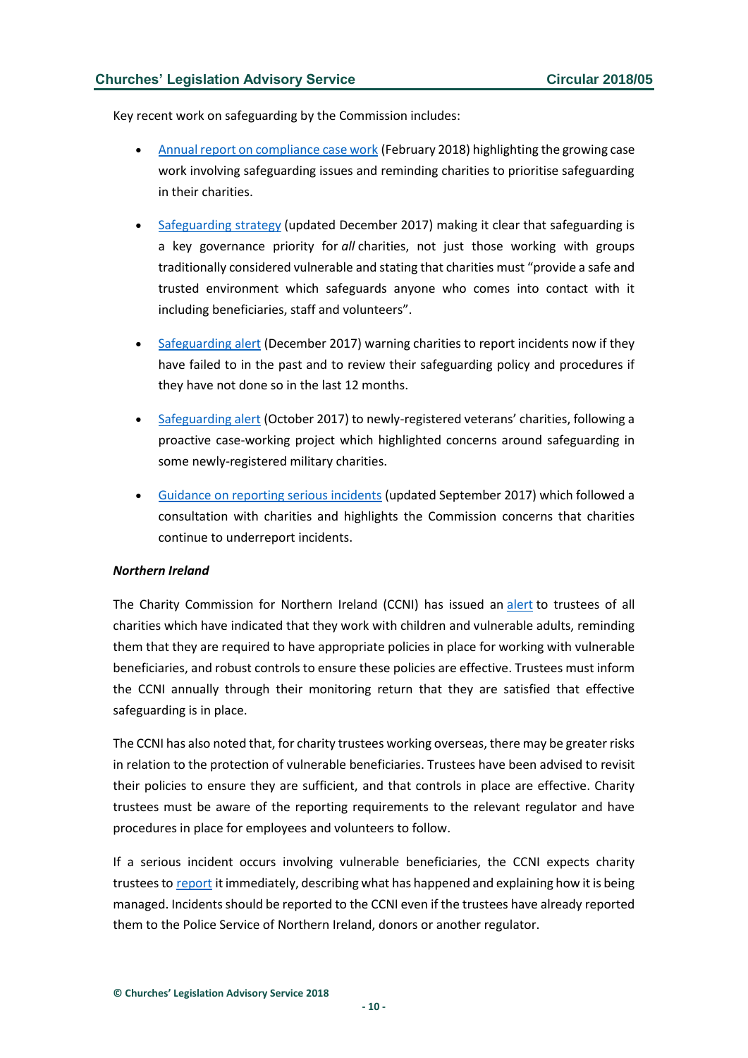Key recent work on safeguarding by the Commission includes:

- Annual report on compliance case work (February 2018) highlighting the growing case work involving safeguarding issues and reminding charities to prioritise safeguarding in their charities.

- Safeguarding strategy (updated December 2017) making it clear that safeguarding is a key governance priority for *all* charities, not just those working with groups traditionally considered vulnerable and stating that charities must "provide a safe and trusted environment which safeguards anyone who comes into contact with it including beneficiaries, staff and volunteers".

- Safeguarding alert (December 2017) warning charities to report incidents now if they have failed to in the past and to review their safeguarding policy and procedures if they have not done so in the last 12 months.

- Safeguarding alert (October 2017) to newly-registered veterans' charities, following a proactive case-working project which highlighted concerns around safeguarding in some newly-registered military charities.

- Guidance on reporting serious incidents (updated September 2017) which followed a consultation with charities and highlights the Commission concerns that charities continue to underreport incidents.

***Northern Ireland***

The Charity Commission for Northern Ireland (CCNI) has issued an alert to trustees of all charities which have indicated that they work with children and vulnerable adults, reminding them that they are required to have appropriate policies in place for working with vulnerable beneficiaries, and robust controls to ensure these policies are effective. Trustees must inform the CCNI annually through their monitoring return that they are satisfied that effective safeguarding is in place.

The CCNI has also noted that, for charity trustees working overseas, there may be greater risks in relation to the protection of vulnerable beneficiaries. Trustees have been advised to revisit their policies to ensure they are sufficient, and that controls in place are effective. Charity trustees must be aware of the reporting requirements to the relevant regulator and have procedures in place for employees and volunteers to follow.

If a serious incident occurs involving vulnerable beneficiaries, the CCNI expects charity trustees to report it immediately, describing what has happened and explaining how it is being managed. Incidents should be reported to the CCNI even if the trustees have already reported them to the Police Service of Northern Ireland, donors or another regulator.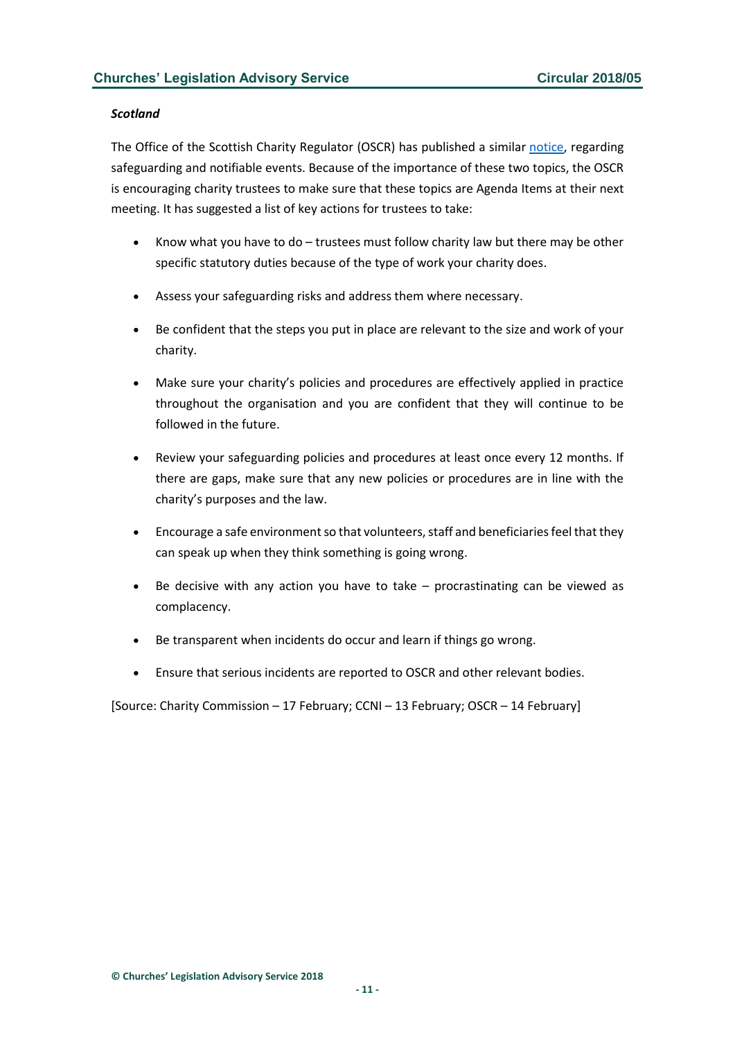***Scotland***

The Office of the Scottish Charity Regulator (OSCR) has published a similar notice, regarding safeguarding and notifiable events. Because of the importance of these two topics, the OSCR is encouraging charity trustees to make sure that these topics are Agenda Items at their next meeting. It has suggested a list of key actions for trustees to take:

- Know what you have to do – trustees must follow charity law but there may be other specific statutory duties because of the type of work your charity does.
- Assess your safeguarding risks and address them where necessary.
- Be confident that the steps you put in place are relevant to the size and work of your charity.
- Make sure your charity's policies and procedures are effectively applied in practice throughout the organisation and you are confident that they will continue to be followed in the future.
- Review your safeguarding policies and procedures at least once every 12 months. If there are gaps, make sure that any new policies or procedures are in line with the charity's purposes and the law.
- Encourage a safe environment so that volunteers, staff and beneficiaries feel that they can speak up when they think something is going wrong.
- Be decisive with any action you have to take – procrastinating can be viewed as complacency.
- Be transparent when incidents do occur and learn if things go wrong.
- Ensure that serious incidents are reported to OSCR and other relevant bodies.

[Source: Charity Commission – 17 February; CCNI – 13 February; OSCR – 14 February]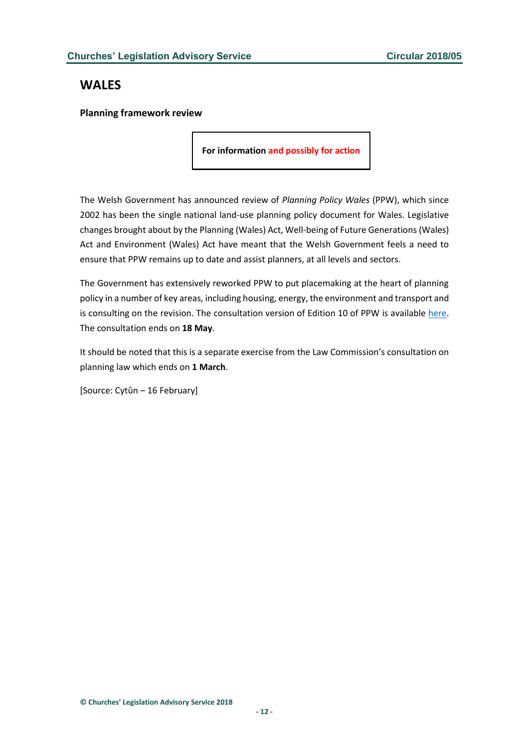# WALES

**Planning framework review**

**For information and possibly for action**

The Welsh Government has announced review of *Planning Policy Wales* (PPW), which since 2002 has been the single national land-use planning policy document for Wales. Legislative changes brought about by the Planning (Wales) Act, Well-being of Future Generations (Wales) Act and Environment (Wales) Act have meant that the Welsh Government feels a need to ensure that PPW remains up to date and assist planners, at all levels and sectors.

The Government has extensively reworked PPW to put placemaking at the heart of planning policy in a number of key areas, including housing, energy, the environment and transport and is consulting on the revision. The consultation version of Edition 10 of PPW is available here. The consultation ends on **18 May**.

It should be noted that this is a separate exercise from the Law Commission's consultation on planning law which ends on **1 March**.

[Source: Cytûn – 16 February]

**© Churches' Legislation Advisory Service 2018**